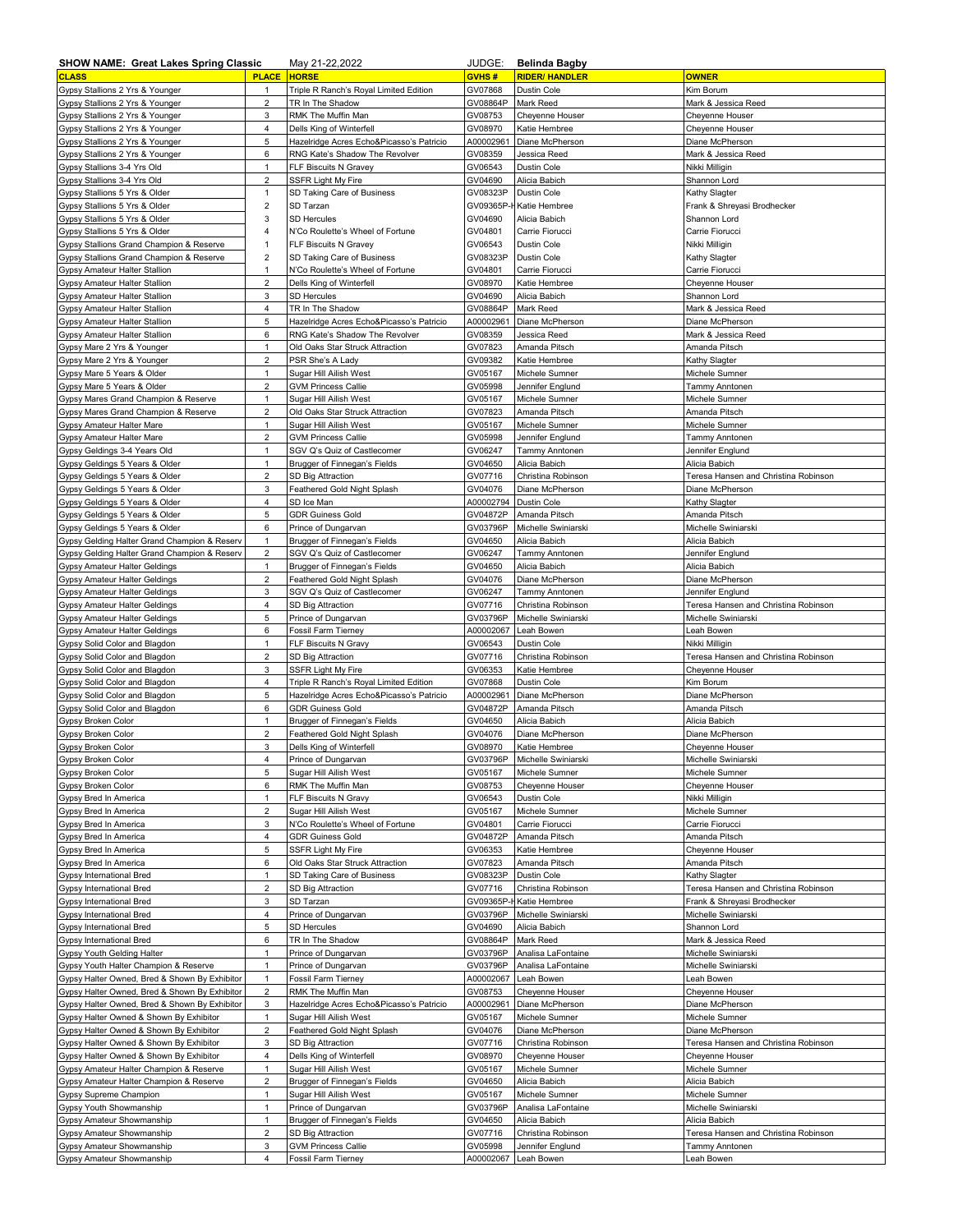**SHOW NAME: Great Lakes Spring Classic** May 21-22,2022 JUDGE: **Belinda Bagby**

| CLASS | PLACE | HORSE | GVHS # | RIDER/ HANDLER | OWNER |
|---|---|---|---|---|---|
| Gypsy Stallions 2 Yrs & Younger | 1 | Triple R Ranch's Royal Limited Edition | GV07868 | Dustin Cole | Kim Borum |
| Gypsy Stallions 2 Yrs & Younger | 2 | TR In The Shadow | GV08864P | Mark Reed | Mark & Jessica Reed |
| Gypsy Stallions 2 Yrs & Younger | 3 | RMK The Muffin Man | GV08753 | Cheyenne Houser | Cheyenne Houser |
| Gypsy Stallions 2 Yrs & Younger | 4 | Dells King of Winterfell | GV08970 | Katie Hembree | Cheyenne Houser |
| Gypsy Stallions 2 Yrs & Younger | 5 | Hazelridge Acres Echo&Picasso's Patricio | A00002961 | Diane McPherson | Diane McPherson |
| Gypsy Stallions 2 Yrs & Younger | 6 | RNG Kate's Shadow The Revolver | GV08359 | Jessica Reed | Mark & Jessica Reed |
| Gypsy Stallions 3-4 Yrs Old | 1 | FLF Biscuits N Gravey | GV06543 | Dustin Cole | Nikki Milligin |
| Gypsy Stallions 3-4 Yrs Old | 2 | SSFR Light My Fire | GV04690 | Alicia Babich | Shannon Lord |
| Gypsy Stallions 5 Yrs & Older | 1 | SD Taking Care of Business | GV08323P | Dustin Cole | Kathy Slagter |
| Gypsy Stallions 5 Yrs & Older | 2 | SD Tarzan | GV09365P-H | Katie Hembree | Frank & Shreyasi Brodhecker |
| Gypsy Stallions 5 Yrs & Older | 3 | SD Hercules | GV04690 | Alicia Babich | Shannon Lord |
| Gypsy Stallions 5 Yrs & Older | 4 | N'Co Roulette's Wheel of Fortune | GV04801 | Carrie Fiorucci | Carrie Fiorucci |
| Gypsy Stallions Grand Champion & Reserve | 1 | FLF Biscuits N Gravey | GV06543 | Dustin Cole | Nikki Milligin |
| Gypsy Stallions Grand Champion & Reserve | 2 | SD Taking Care of Business | GV08323P | Dustin Cole | Kathy Slagter |
| Gypsy Amateur Halter Stallion | 1 | N'Co Roulette's Wheel of Fortune | GV04801 | Carrie Fiorucci | Carrie Fiorucci |
| Gypsy Amateur Halter Stallion | 2 | Dells King of Winterfell | GV08970 | Katie Hembree | Cheyenne Houser |
| Gypsy Amateur Halter Stallion | 3 | SD Hercules | GV04690 | Alicia Babich | Shannon Lord |
| Gypsy Amateur Halter Stallion | 4 | TR In The Shadow | GV08864P | Mark Reed | Mark & Jessica Reed |
| Gypsy Amateur Halter Stallion | 5 | Hazelridge Acres Echo&Picasso's Patricio | A00002961 | Diane McPherson | Diane McPherson |
| Gypsy Amateur Halter Stallion | 6 | RNG Kate's Shadow The Revolver | GV08359 | Jessica Reed | Mark & Jessica Reed |
| Gypsy Mare 2 Yrs & Younger | 1 | Old Oaks Star Struck Attraction | GV07823 | Amanda Pitsch | Amanda Pitsch |
| Gypsy Mare 2 Yrs & Younger | 2 | PSR She's A Lady | GV09382 | Katie Hembree | Kathy Slagter |
| Gypsy Mare 5 Years & Older | 1 | Sugar Hill Ailish West | GV05167 | Michele Sumner | Michele Sumner |
| Gypsy Mare 5 Years & Older | 2 | GVM Princess Callie | GV05998 | Jennifer Englund | Tammy Anntonen |
| Gypsy Mares Grand Champion & Reserve | 1 | Sugar Hill Ailish West | GV05167 | Michele Sumner | Michele Sumner |
| Gypsy Mares Grand Champion & Reserve | 2 | Old Oaks Star Struck Attraction | GV07823 | Amanda Pitsch | Amanda Pitsch |
| Gypsy Amateur Halter Mare | 1 | Sugar Hill Ailish West | GV05167 | Michele Sumner | Michele Sumner |
| Gypsy Amateur Halter Mare | 2 | GVM Princess Callie | GV05998 | Jennifer Englund | Tammy Anntonen |
| Gypsy Geldings 3-4 Years Old | 1 | SGV Q's Quiz of Castlecomer | GV06247 | Tammy Anntonen | Jennifer Englund |
| Gypsy Geldings 5 Years & Older | 1 | Brugger of Finnegan's Fields | GV04650 | Alicia Babich | Alicia Babich |
| Gypsy Geldings 5 Years & Older | 2 | SD Big Attraction | GV07716 | Christina Robinson | Teresa Hansen and Christina Robinson |
| Gypsy Geldings 5 Years & Older | 3 | Feathered Gold Night Splash | GV04076 | Diane McPherson | Diane McPherson |
| Gypsy Geldings 5 Years & Older | 4 | SD Ice Man | A00002794 | Dustin Cole | Kathy Slagter |
| Gypsy Geldings 5 Years & Older | 5 | GDR Guiness Gold | GV04872P | Amanda Pitsch | Amanda Pitsch |
| Gypsy Geldings 5 Years & Older | 6 | Prince of Dungarvan | GV03796P | Michelle Swiniarski | Michelle Swiniarski |
| Gypsy Gelding Halter Grand Champion & Reserv | 1 | Brugger of Finnegan's Fields | GV04650 | Alicia Babich | Alicia Babich |
| Gypsy Gelding Halter Grand Champion & Reserv | 2 | SGV Q's Quiz of Castlecomer | GV06247 | Tammy Anntonen | Jennifer Englund |
| Gypsy Amateur Halter Geldings | 1 | Brugger of Finnegan's Fields | GV04650 | Alicia Babich | Alicia Babich |
| Gypsy Amateur Halter Geldings | 2 | Feathered Gold Night Splash | GV04076 | Diane McPherson | Diane McPherson |
| Gypsy Amateur Halter Geldings | 3 | SGV Q's Quiz of Castlecomer | GV06247 | Tammy Anntonen | Jennifer Englund |
| Gypsy Amateur Halter Geldings | 4 | SD Big Attraction | GV07716 | Christina Robinson | Teresa Hansen and Christina Robinson |
| Gypsy Amateur Halter Geldings | 5 | Prince of Dungarvan | GV03796P | Michelle Swiniarski | Michelle Swiniarski |
| Gypsy Amateur Halter Geldings | 6 | Fossil Farm Tierney | A00002067 | Leah Bowen | Leah Bowen |
| Gypsy Solid Color and Blagdon | 1 | FLF Biscuits N Gravy | GV06543 | Dustin Cole | Nikki Milligin |
| Gypsy Solid Color and Blagdon | 2 | SD Big Attraction | GV07716 | Christina Robinson | Teresa Hansen and Christina Robinson |
| Gypsy Solid Color and Blagdon | 3 | SSFR Light My Fire | GV06353 | Katie Hembree | Cheyenne Houser |
| Gypsy Solid Color and Blagdon | 4 | Triple R Ranch's Royal Limited Edition | GV07868 | Dustin Cole | Kim Borum |
| Gypsy Solid Color and Blagdon | 5 | Hazelridge Acres Echo&Picasso's Patricio | A00002961 | Diane McPherson | Diane McPherson |
| Gypsy Solid Color and Blagdon | 6 | GDR Guiness Gold | GV04872P | Amanda Pitsch | Amanda Pitsch |
| Gypsy Broken Color | 1 | Brugger of Finnegan's Fields | GV04650 | Alicia Babich | Alicia Babich |
| Gypsy Broken Color | 2 | Feathered Gold Night Splash | GV04076 | Diane McPherson | Diane McPherson |
| Gypsy Broken Color | 3 | Dells King of Winterfell | GV08970 | Katie Hembree | Cheyenne Houser |
| Gypsy Broken Color | 4 | Prince of Dungarvan | GV03796P | Michelle Swiniarski | Michelle Swiniarski |
| Gypsy Broken Color | 5 | Sugar Hill Ailish West | GV05167 | Michele Sumner | Michele Sumner |
| Gypsy Broken Color | 6 | RMK The Muffin Man | GV08753 | Cheyenne Houser | Cheyenne Houser |
| Gypsy Bred In America | 1 | FLF Biscuits N Gravy | GV06543 | Dustin Cole | Nikki Milligin |
| Gypsy Bred In America | 2 | Sugar Hill Ailish West | GV05167 | Michele Sumner | Michele Sumner |
| Gypsy Bred In America | 3 | N'Co Roulette's Wheel of Fortune | GV04801 | Carrie Fiorucci | Carrie Fiorucci |
| Gypsy Bred In America | 4 | GDR Guiness Gold | GV04872P | Amanda Pitsch | Amanda Pitsch |
| Gypsy Bred In America | 5 | SSFR Light My Fire | GV06353 | Katie Hembree | Cheyenne Houser |
| Gypsy Bred In America | 6 | Old Oaks Star Struck Attraction | GV07823 | Amanda Pitsch | Amanda Pitsch |
| Gypsy International Bred | 1 | SD Taking Care of Business | GV08323P | Dustin Cole | Kathy Slagter |
| Gypsy International Bred | 2 | SD Big Attraction | GV07716 | Christina Robinson | Teresa Hansen and Christina Robinson |
| Gypsy International Bred | 3 | SD Tarzan | GV09365P-H | Katie Hembree | Frank & Shreyasi Brodhecker |
| Gypsy International Bred | 4 | Prince of Dungarvan | GV03796P | Michelle Swiniarski | Michelle Swiniarski |
| Gypsy International Bred | 5 | SD Hercules | GV04690 | Alicia Babich | Shannon Lord |
| Gypsy International Bred | 6 | TR In The Shadow | GV08864P | Mark Reed | Mark & Jessica Reed |
| Gypsy Youth Gelding Halter | 1 | Prince of Dungarvan | GV03796P | Analisa LaFontaine | Michelle Swiniarski |
| Gypsy Youth Halter Champion & Reserve | 1 | Prince of Dungarvan | GV03796P | Analisa LaFontaine | Michelle Swiniarski |
| Gypsy Halter Owned, Bred & Shown By Exhibitor | 1 | Fossil Farm Tierney | A00002067 | Leah Bowen | Leah Bowen |
| Gypsy Halter Owned, Bred & Shown By Exhibitor | 2 | RMK The Muffin Man | GV08753 | Cheyenne Houser | Cheyenne Houser |
| Gypsy Halter Owned, Bred & Shown By Exhibitor | 3 | Hazelridge Acres Echo&Picasso's Patricio | A00002961 | Diane McPherson | Diane McPherson |
| Gypsy Halter Owned & Shown By Exhibitor | 1 | Sugar Hill Ailish West | GV05167 | Michele Sumner | Michele Sumner |
| Gypsy Halter Owned & Shown By Exhibitor | 2 | Feathered Gold Night Splash | GV04076 | Diane McPherson | Diane McPherson |
| Gypsy Halter Owned & Shown By Exhibitor | 3 | SD Big Attraction | GV07716 | Christina Robinson | Teresa Hansen and Christina Robinson |
| Gypsy Halter Owned & Shown By Exhibitor | 4 | Dells King of Winterfell | GV08970 | Cheyenne Houser | Cheyenne Houser |
| Gypsy Amateur Halter Champion & Reserve | 1 | Sugar Hill Ailish West | GV05167 | Michele Sumner | Michele Sumner |
| Gypsy Amateur Halter Champion & Reserve | 2 | Brugger of Finnegan's Fields | GV04650 | Alicia Babich | Alicia Babich |
| Gypsy Supreme Champion | 1 | Sugar Hill Ailish West | GV05167 | Michele Sumner | Michele Sumner |
| Gypsy Youth Showmanship | 1 | Prince of Dungarvan | GV03796P | Analisa LaFontaine | Michelle Swiniarski |
| Gypsy Amateur Showmanship | 1 | Brugger of Finnegan's Fields | GV04650 | Alicia Babich | Alicia Babich |
| Gypsy Amateur Showmanship | 2 | SD Big Attraction | GV07716 | Christina Robinson | Teresa Hansen and Christina Robinson |
| Gypsy Amateur Showmanship | 3 | GVM Princess Callie | GV05998 | Jennifer Englund | Tammy Anntonen |
| Gypsy Amateur Showmanship | 4 | Fossil Farm Tierney | A00002067 | Leah Bowen | Leah Bowen |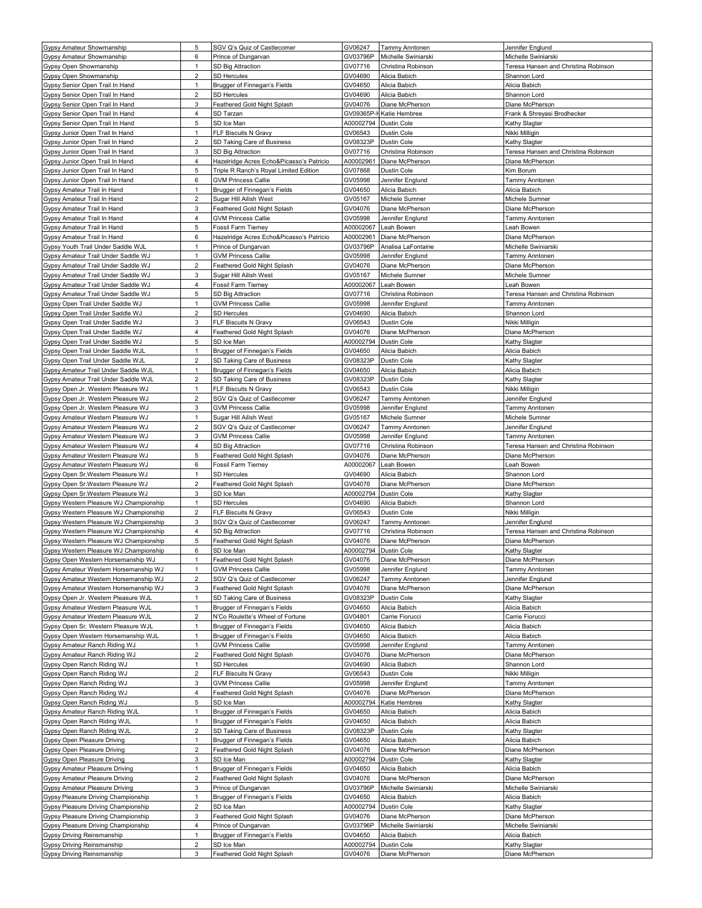| Gypsy Amateur Showmanship | 5 | SGV Q's Quiz of Castlecomer | GV06247 | Tammy Anntonen | Jennifer Englund |
|---|---|---|---|---|---|
| Gypsy Amateur Showmanship | 6 | Prince of Dungarvan | GV03796P | Michelle Swiniarski | Michelle Swiniarski |
| Gypsy Open Showmanship | 1 | SD Big Attraction | GV07716 | Christina Robinson | Teresa Hansen and Christina Robinson |
| Gypsy Open Showmanship | 2 | SD Hercules | GV04690 | Alicia Babich | Shannon Lord |
| Gypsy Senior Open Trail In Hand | 1 | Brugger of Finnegan's Fields | GV04650 | Alicia Babich | Alicia Babich |
| Gypsy Senior Open Trail In Hand | 2 | SD Hercules | GV04690 | Alicia Babich | Shannon Lord |
| Gypsy Senior Open Trail In Hand | 3 | Feathered Gold Night Splash | GV04076 | Diane McPherson | Diane McPherson |
| Gypsy Senior Open Trail In Hand | 4 | SD Tarzan | GV09365P-I | Katie Hembree | Frank & Shreyasi Brodhecker |
| Gypsy Senior Open Trail In Hand | 5 | SD Ice Man | A00002794 | Dustin Cole | Kathy Slagter |
| Gypsy Junior Open Trail In Hand | 1 | FLF Biscuits N Gravy | GV06543 | Dustin Cole | Nikki Milligin |
| Gypsy Junior Open Trail In Hand | 2 | SD Taking Care of Business | GV08323P | Dustin Cole | Kathy Slagter |
| Gypsy Junior Open Trail In Hand | 3 | SD Big Attraction | GV07716 | Christina Robinson | Teresa Hansen and Christina Robinson |
| Gypsy Junior Open Trail In Hand | 4 | Hazelridge Acres Echo&Picasso's Patricio | A00002961 | Diane McPherson | Diane McPherson |
| Gypsy Junior Open Trail In Hand | 5 | Triple R Ranch's Royal Limited Edition | GV07868 | Dustin Cole | Kim Borum |
| Gypsy Junior Open Trail In Hand | 6 | GVM Princess Callie | GV05998 | Jennifer Englund | Tammy Anntonen |
| Gypsy Amateur Trail In Hand | 1 | Brugger of Finnegan's Fields | GV04650 | Alicia Babich | Alicia Babich |
| Gypsy Amateur Trail In Hand | 2 | Sugar Hill Ailish West | GV05167 | Michele Sumner | Michele Sumner |
| Gypsy Amateur Trail In Hand | 3 | Feathered Gold Night Splash | GV04076 | Diane McPherson | Diane McPherson |
| Gypsy Amateur Trail In Hand | 4 | GVM Princess Callie | GV05998 | Jennifer Englund | Tammy Anntonen |
| Gypsy Amateur Trail In Hand | 5 | Fossil Farm Tierney | A00002067 | Leah Bowen | Leah Bowen |
| Gypsy Amateur Trail In Hand | 6 | Hazelridge Acres Echo&Picasso's Patricio | A00002961 | Diane McPherson | Diane McPherson |
| Gypsy Youth Trail Under Saddle WJL | 1 | Prince of Dungarvan | GV03796P | Analisa LaFontaine | Michelle Swiniarski |
| Gypsy Amateur Trail Under Saddle WJ | 1 | GVM Princess Callie | GV05998 | Jennifer Englund | Tammy Anntonen |
| Gypsy Amateur Trail Under Saddle WJ | 2 | Feathered Gold Night Splash | GV04076 | Diane McPherson | Diane McPherson |
| Gypsy Amateur Trail Under Saddle WJ | 3 | Sugar Hill Ailish West | GV05167 | Michele Sumner | Michele Sumner |
| Gypsy Amateur Trail Under Saddle WJ | 4 | Fossil Farm Tierney | A00002067 | Leah Bowen | Leah Bowen |
| Gypsy Amateur Trail Under Saddle WJ | 5 | SD Big Attraction | GV07716 | Christina Robinson | Teresa Hansen and Christina Robinson |
| Gypsy Open Trail Under Saddle WJ | 1 | GVM Princess Callie | GV05998 | Jennifer Englund | Tammy Anntonen |
| Gypsy Open Trail Under Saddle WJ | 2 | SD Hercules | GV04690 | Alicia Babich | Shannon Lord |
| Gypsy Open Trail Under Saddle WJ | 3 | FLF Biscuits N Gravy | GV06543 | Dustin Cole | Nikki Milligin |
| Gypsy Open Trail Under Saddle WJ | 4 | Feathered Gold Night Splash | GV04076 | Diane McPherson | Diane McPherson |
| Gypsy Open Trail Under Saddle WJ | 5 | SD Ice Man | A00002794 | Dustin Cole | Kathy Slagter |
| Gypsy Open Trail Under Saddle WJL | 1 | Brugger of Finnegan's Fields | GV04650 | Alicia Babich | Alicia Babich |
| Gypsy Open Trail Under Saddle WJL | 2 | SD Taking Care of Business | GV08323P | Dustin Cole | Kathy Slagter |
| Gypsy Amateur Trail Under Saddle WJL | 1 | Brugger of Finnegan's Fields | GV04650 | Alicia Babich | Alicia Babich |
| Gypsy Amateur Trail Under Saddle WJL | 2 | SD Taking Care of Business | GV08323P | Dustin Cole | Kathy Slagter |
| Gypsy Open Jr. Western Pleasure WJ | 1 | FLF Biscuits N Gravy | GV06543 | Dustin Cole | Nikki Milligin |
| Gypsy Open Jr. Western Pleasure WJ | 2 | SGV Q's Quiz of Castlecomer | GV06247 | Tammy Anntonen | Jennifer Englund |
| Gypsy Open Jr. Western Pleasure WJ | 3 | GVM Princess Callie | GV05998 | Jennifer Englund | Tammy Anntonen |
| Gypsy Amateur Western Pleasure WJ | 1 | Sugar Hill Ailish West | GV05167 | Michele Sumner | Michele Sumner |
| Gypsy Amateur Western Pleasure WJ | 2 | SGV Q's Quiz of Castlecomer | GV06247 | Tammy Anntonen | Jennifer Englund |
| Gypsy Amateur Western Pleasure WJ | 3 | GVM Princess Callie | GV05998 | Jennifer Englund | Tammy Anntonen |
| Gypsy Amateur Western Pleasure WJ | 4 | SD Big Attraction | GV07716 | Christina Robinson | Teresa Hansen and Christina Robinson |
| Gypsy Amateur Western Pleasure WJ | 5 | Feathered Gold Night Splash | GV04076 | Diane McPherson | Diane McPherson |
| Gypsy Amateur Western Pleasure WJ | 6 | Fossil Farm Tierney | A00002067 | Leah Bowen | Leah Bowen |
| Gypsy Open Sr.Western Pleasure WJ | 1 | SD Hercules | GV04690 | Alicia Babich | Shannon Lord |
| Gypsy Open Sr.Western Pleasure WJ | 2 | Feathered Gold Night Splash | GV04076 | Diane McPherson | Diane McPherson |
| Gypsy Open Sr.Western Pleasure WJ | 3 | SD Ice Man | A00002794 | Dustin Cole | Kathy Slagter |
| Gypsy Western Pleasure WJ Championship | 1 | SD Hercules | GV04690 | Alicia Babich | Shannon Lord |
| Gypsy Western Pleasure WJ Championship | 2 | FLF Biscuits N Gravy | GV06543 | Dustin Cole | Nikki Milligin |
| Gypsy Western Pleasure WJ Championship | 3 | SGV Q's Quiz of Castlecomer | GV06247 | Tammy Anntonen | Jennifer Englund |
| Gypsy Western Pleasure WJ Championship | 4 | SD Big Attraction | GV07716 | Christina Robinson | Teresa Hansen and Christina Robinson |
| Gypsy Western Pleasure WJ Championship | 5 | Feathered Gold Night Splash | GV04076 | Diane McPherson | Diane McPherson |
| Gypsy Western Pleasure WJ Championship | 6 | SD Ice Man | A00002794 | Dustin Cole | Kathy Slagter |
| Gypsy Open Western Horsemanship WJ | 1 | Feathered Gold Night Splash | GV04076 | Diane McPherson | Diane McPherson |
| Gypsy Amateur Western Horsemanship WJ | 1 | GVM Princess Callie | GV05998 | Jennifer Englund | Tammy Anntonen |
| Gypsy Amateur Western Horsemanship WJ | 2 | SGV Q's Quiz of Castlecomer | GV06247 | Tammy Anntonen | Jennifer Englund |
| Gypsy Amateur Western Horsemanship WJ | 3 | Feathered Gold Night Splash | GV04076 | Diane McPherson | Diane McPherson |
| Gypsy Open Jr. Western Pleasure WJL | 1 | SD Taking Care of Business | GV08323P | Dustin Cole | Kathy Slagter |
| Gypsy Amateur Western Pleasure WJL | 1 | Brugger of Finnegan's Fields | GV04650 | Alicia Babich | Alicia Babich |
| Gypsy Amateur Western Pleasure WJL | 2 | N'Co Roulette's Wheel of Fortune | GV04801 | Carrie Fiorucci | Carrie Fiorucci |
| Gypsy Open Sr. Western Pleasure WJL | 1 | Brugger of Finnegan's Fields | GV04650 | Alicia Babich | Alicia Babich |
| Gypsy Open Western Horsemanship WJL | 1 | Brugger of Finnegan's Fields | GV04650 | Alicia Babich | Alicia Babich |
| Gypsy Amateur Ranch Riding WJ | 1 | GVM Princess Callie | GV05998 | Jennifer Englund | Tammy Anntonen |
| Gypsy Amateur Ranch Riding WJ | 2 | Feathered Gold Night Splash | GV04076 | Diane McPherson | Diane McPherson |
| Gypsy Open Ranch Riding WJ | 1 | SD Hercules | GV04690 | Alicia Babich | Shannon Lord |
| Gypsy Open Ranch Riding WJ | 2 | FLF Biscuits N Gravy | GV06543 | Dustin Cole | Nikki Milligin |
| Gypsy Open Ranch Riding WJ | 3 | GVM Princess Callie | GV05998 | Jennifer Englund | Tammy Anntonen |
| Gypsy Open Ranch Riding WJ | 4 | Feathered Gold Night Splash | GV04076 | Diane McPherson | Diane McPherson |
| Gypsy Open Ranch Riding WJ | 5 | SD Ice Man | A00002794 | Katie Hembree | Kathy Slagter |
| Gypsy Amateur Ranch Riding WJL | 1 | Brugger of Finnegan's Fields | GV04650 | Alicia Babich | Alicia Babich |
| Gypsy Open Ranch Riding WJL | 1 | Brugger of Finnegan's Fields | GV04650 | Alicia Babich | Alicia Babich |
| Gypsy Open Ranch Riding WJL | 2 | SD Taking Care of Business | GV08323P | Dustin Cole | Kathy Slagter |
| Gypsy Open Pleasure Driving | 1 | Brugger of Finnegan's Fields | GV04650 | Alicia Babich | Alicia Babich |
| Gypsy Open Pleasure Driving | 2 | Feathered Gold Night Splash | GV04076 | Diane McPherson | Diane McPherson |
| Gypsy Open Pleasure Driving | 3 | SD Ice Man | A00002794 | Dustin Cole | Kathy Slagter |
| Gypsy Amateur Pleasure Driving | 1 | Brugger of Finnegan's Fields | GV04650 | Alicia Babich | Alicia Babich |
| Gypsy Amateur Pleasure Driving | 2 | Feathered Gold Night Splash | GV04076 | Diane McPherson | Diane McPherson |
| Gypsy Amateur Pleasure Driving | 3 | Prince of Dungarvan | GV03796P | Michelle Swiniarski | Michelle Swiniarski |
| Gypsy Pleasure Driving Championship | 1 | Brugger of Finnegan's Fields | GV04650 | Alicia Babich | Alicia Babich |
| Gypsy Pleasure Driving Championship | 2 | SD Ice Man | A00002794 | Dustin Cole | Kathy Slagter |
| Gypsy Pleasure Driving Championship | 3 | Feathered Gold Night Splash | GV04076 | Diane McPherson | Diane McPherson |
| Gypsy Pleasure Driving Championship | 4 | Prince of Dungarvan | GV03796P | Michelle Swiniarski | Michelle Swiniarski |
| Gypsy Driving Reinsmanship | 1 | Brugger of Finnegan's Fields | GV04650 | Alicia Babich | Alicia Babich |
| Gypsy Driving Reinsmanship | 2 | SD Ice Man | A00002794 | Dustin Cole | Kathy Slagter |
| Gypsy Driving Reinsmanship | 3 | Feathered Gold Night Splash | GV04076 | Diane McPherson | Diane McPherson |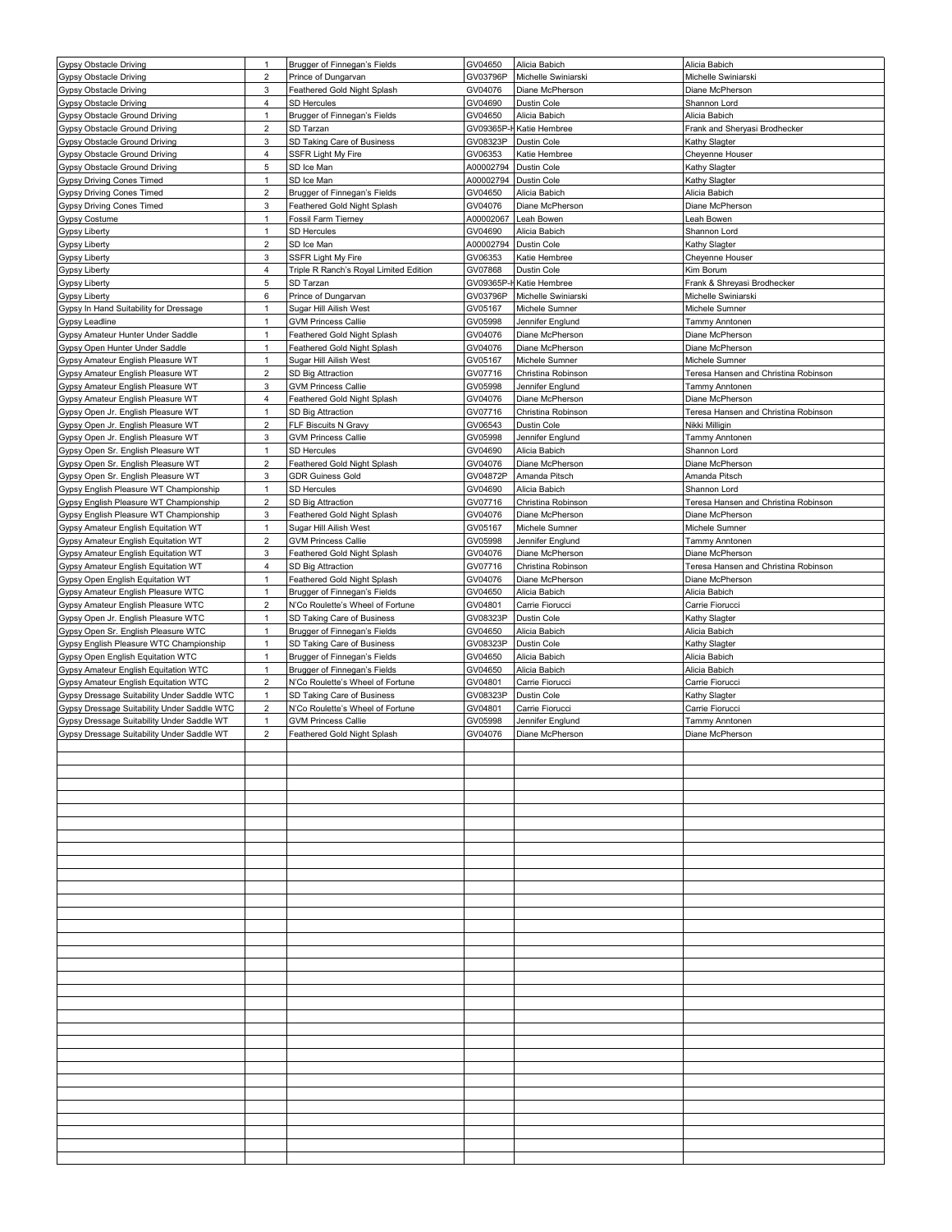| | | | | | |
|---|---|---|---|---|---|
| Gypsy Obstacle Driving | 1 | Brugger of Finnegan's Fields | GV04650 | Alicia Babich | Alicia Babich |
| Gypsy Obstacle Driving | 2 | Prince of Dungarvan | GV03796P | Michelle Swiniarski | Michelle Swiniarski |
| Gypsy Obstacle Driving | 3 | Feathered Gold Night Splash | GV04076 | Diane McPherson | Diane McPherson |
| Gypsy Obstacle Driving | 4 | SD Hercules | GV04690 | Dustin Cole | Shannon Lord |
| Gypsy Obstacle Ground Driving | 1 | Brugger of Finnegan's Fields | GV04650 | Alicia Babich | Alicia Babich |
| Gypsy Obstacle Ground Driving | 2 | SD Tarzan | GV09365P-I | Katie Hembree | Frank and Sheryasi Brodhecker |
| Gypsy Obstacle Ground Driving | 3 | SD Taking Care of Business | GV08323P | Dustin Cole | Kathy Slagter |
| Gypsy Obstacle Ground Driving | 4 | SSFR Light My Fire | GV06353 | Katie Hembree | Cheyenne Houser |
| Gypsy Obstacle Ground Driving | 5 | SD Ice Man | A00002794 | Dustin Cole | Kathy Slagter |
| Gypsy Driving Cones Timed | 1 | SD Ice Man | A00002794 | Dustin Cole | Kathy Slagter |
| Gypsy Driving Cones Timed | 2 | Brugger of Finnegan's Fields | GV04650 | Alicia Babich | Alicia Babich |
| Gypsy Driving Cones Timed | 3 | Feathered Gold Night Splash | GV04076 | Diane McPherson | Diane McPherson |
| Gypsy Costume | 1 | Fossil Farm Tierney | A00002067 | Leah Bowen | Leah Bowen |
| Gypsy Liberty | 1 | SD Hercules | GV04690 | Alicia Babich | Shannon Lord |
| Gypsy Liberty | 2 | SD Ice Man | A00002794 | Dustin Cole | Kathy Slagter |
| Gypsy Liberty | 3 | SSFR Light My Fire | GV06353 | Katie Hembree | Cheyenne Houser |
| Gypsy Liberty | 4 | Triple R Ranch's Royal Limited Edition | GV07868 | Dustin Cole | Kim Borum |
| Gypsy Liberty | 5 | SD Tarzan | GV09365P-I | Katie Hembree | Frank & Shreyasi Brodhecker |
| Gypsy Liberty | 6 | Prince of Dungarvan | GV03796P | Michelle Swiniarski | Michelle Swiniarski |
| Gypsy In Hand Suitability for Dressage | 1 | Sugar Hill Ailish West | GV05167 | Michele Sumner | Michele Sumner |
| Gypsy Leadline | 1 | GVM Princess Callie | GV05998 | Jennifer Englund | Tammy Anntonen |
| Gypsy Amateur Hunter Under Saddle | 1 | Feathered Gold Night Splash | GV04076 | Diane McPherson | Diane McPherson |
| Gypsy Open Hunter Under Saddle | 1 | Feathered Gold Night Splash | GV04076 | Diane McPherson | Diane McPherson |
| Gypsy Amateur English Pleasure WT | 1 | Sugar Hill Ailish West | GV05167 | Michele Sumner | Michele Sumner |
| Gypsy Amateur English Pleasure WT | 2 | SD Big Attraction | GV07716 | Christina Robinson | Teresa Hansen and Christina Robinson |
| Gypsy Amateur English Pleasure WT | 3 | GVM Princess Callie | GV05998 | Jennifer Englund | Tammy Anntonen |
| Gypsy Amateur English Pleasure WT | 4 | Feathered Gold Night Splash | GV04076 | Diane McPherson | Diane McPherson |
| Gypsy Open Jr. English Pleasure WT | 1 | SD Big Attraction | GV07716 | Christina Robinson | Teresa Hansen and Christina Robinson |
| Gypsy Open Jr. English Pleasure WT | 2 | FLF Biscuits N Gravy | GV06543 | Dustin Cole | Nikki Milligin |
| Gypsy Open Jr. English Pleasure WT | 3 | GVM Princess Callie | GV05998 | Jennifer Englund | Tammy Anntonen |
| Gypsy Open Sr. English Pleasure WT | 1 | SD Hercules | GV04690 | Alicia Babich | Shannon Lord |
| Gypsy Open Sr. English Pleasure WT | 2 | Feathered Gold Night Splash | GV04076 | Diane McPherson | Diane McPherson |
| Gypsy Open Sr. English Pleasure WT | 3 | GDR Guiness Gold | GV04872P | Amanda Pitsch | Amanda Pitsch |
| Gypsy English Pleasure WT Championship | 1 | SD Hercules | GV04690 | Alicia Babich | Shannon Lord |
| Gypsy English Pleasure WT Championship | 2 | SD Big Attraction | GV07716 | Christina Robinson | Teresa Hansen and Christina Robinson |
| Gypsy English Pleasure WT Championship | 3 | Feathered Gold Night Splash | GV04076 | Diane McPherson | Diane McPherson |
| Gypsy Amateur English Equitation WT | 1 | Sugar Hill Ailish West | GV05167 | Michele Sumner | Michele Sumner |
| Gypsy Amateur English Equitation WT | 2 | GVM Princess Callie | GV05998 | Jennifer Englund | Tammy Anntonen |
| Gypsy Amateur English Equitation WT | 3 | Feathered Gold Night Splash | GV04076 | Diane McPherson | Diane McPherson |
| Gypsy Amateur English Equitation WT | 4 | SD Big Attraction | GV07716 | Christina Robinson | Teresa Hansen and Christina Robinson |
| Gypsy Open English Equitation WT | 1 | Feathered Gold Night Splash | GV04076 | Diane McPherson | Diane McPherson |
| Gypsy Amateur English Pleasure WTC | 1 | Brugger of Finnegan's Fields | GV04650 | Alicia Babich | Alicia Babich |
| Gypsy Amateur English Pleasure WTC | 2 | N'Co Roulette's Wheel of Fortune | GV04801 | Carrie Fiorucci | Carrie Fiorucci |
| Gypsy Open Jr. English Pleasure WTC | 1 | SD Taking Care of Business | GV08323P | Dustin Cole | Kathy Slagter |
| Gypsy Open Sr. English Pleasure WTC | 1 | Brugger of Finnegan's Fields | GV04650 | Alicia Babich | Alicia Babich |
| Gypsy English Pleasure WTC Championship | 1 | SD Taking Care of Business | GV08323P | Dustin Cole | Kathy Slagter |
| Gypsy Open English Equitation WTC | 1 | Brugger of Finnegan's Fields | GV04650 | Alicia Babich | Alicia Babich |
| Gypsy Amateur English Equitation WTC | 1 | Brugger of Finnegan's Fields | GV04650 | Alicia Babich | Alicia Babich |
| Gypsy Amateur English Equitation WTC | 2 | N'Co Roulette's Wheel of Fortune | GV04801 | Carrie Fiorucci | Carrie Fiorucci |
| Gypsy Dressage Suitability Under Saddle WTC | 1 | SD Taking Care of Business | GV08323P | Dustin Cole | Kathy Slagter |
| Gypsy Dressage Suitability Under Saddle WTC | 2 | N'Co Roulette's Wheel of Fortune | GV04801 | Carrie Fiorucci | Carrie Fiorucci |
| Gypsy Dressage Suitability Under Saddle WT | 1 | GVM Princess Callie | GV05998 | Jennifer Englund | Tammy Anntonen |
| Gypsy Dressage Suitability Under Saddle WT | 2 | Feathered Gold Night Splash | GV04076 | Diane McPherson | Diane McPherson |